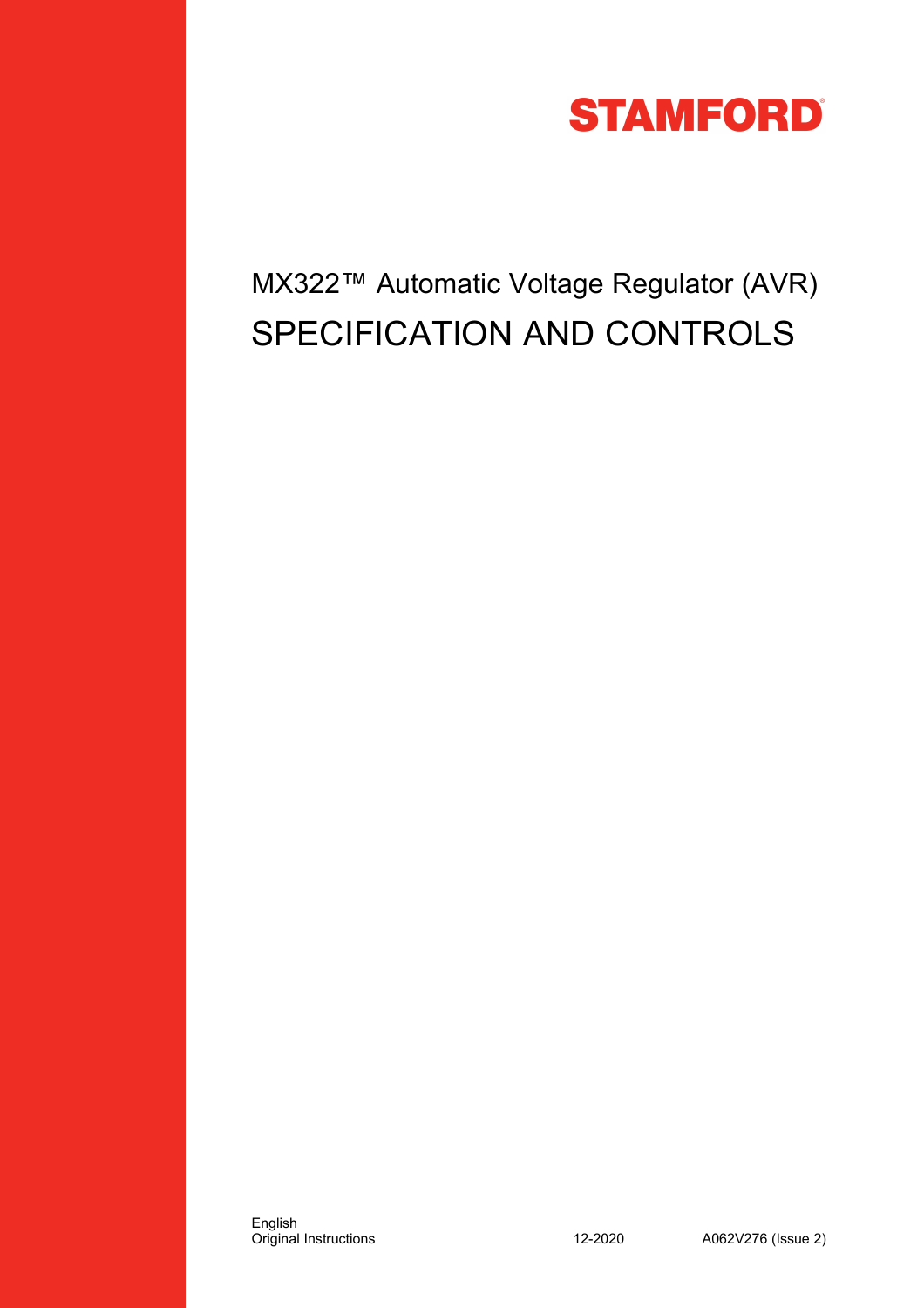STAMFORD

# MX322™ Automatic Voltage Regulator (AVR)

# SPECIFICATION AND CONTROLS

English
Original Instructions

12-2020

A062V276 (Issue 2)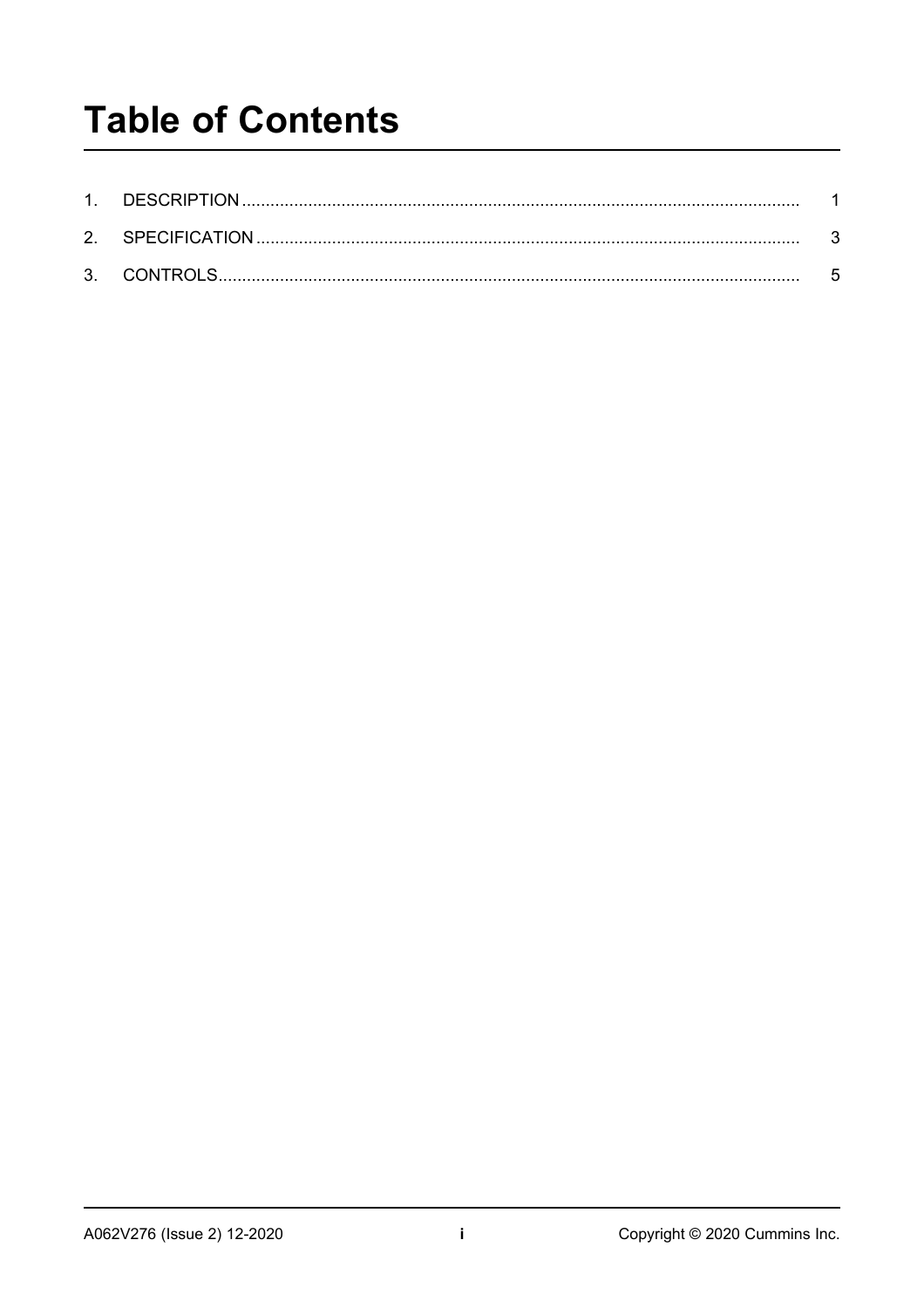# Table of Contents

1. DESCRIPTION ........................................................................................................ 1
2. SPECIFICATION ..................................................................................................... 3
3. CONTROLS............................................................................................................. 5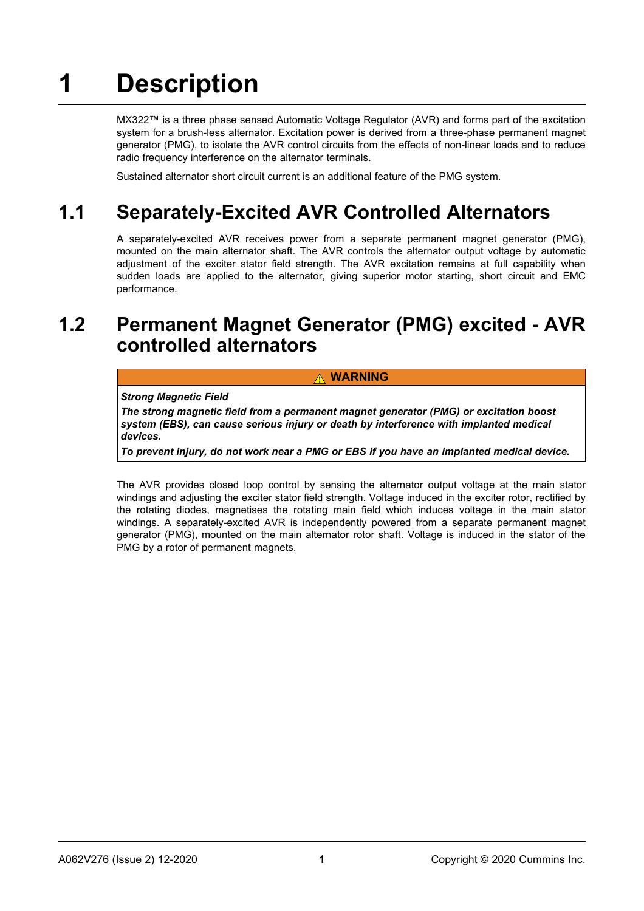# 1 Description

MX322™ is a three phase sensed Automatic Voltage Regulator (AVR) and forms part of the excitation system for a brush-less alternator. Excitation power is derived from a three-phase permanent magnet generator (PMG), to isolate the AVR control circuits from the effects of non-linear loads and to reduce radio frequency interference on the alternator terminals.

Sustained alternator short circuit current is an additional feature of the PMG system.

## 1.1 Separately-Excited AVR Controlled Alternators

A separately-excited AVR receives power from a separate permanent magnet generator (PMG), mounted on the main alternator shaft. The AVR controls the alternator output voltage by automatic adjustment of the exciter stator field strength. The AVR excitation remains at full capability when sudden loads are applied to the alternator, giving superior motor starting, short circuit and EMC performance.

## 1.2 Permanent Magnet Generator (PMG) excited - AVR controlled alternators

| ⚠ WARNING |
|---|
| ***Strong Magnetic Field*** <br> ***The strong magnetic field from a permanent magnet generator (PMG) or excitation boost system (EBS), can cause serious injury or death by interference with implanted medical devices.*** <br> ***To prevent injury, do not work near a PMG or EBS if you have an implanted medical device.*** |

The AVR provides closed loop control by sensing the alternator output voltage at the main stator windings and adjusting the exciter stator field strength. Voltage induced in the exciter rotor, rectified by the rotating diodes, magnetises the rotating main field which induces voltage in the main stator windings. A separately-excited AVR is independently powered from a separate permanent magnet generator (PMG), mounted on the main alternator rotor shaft. Voltage is induced in the stator of the PMG by a rotor of permanent magnets.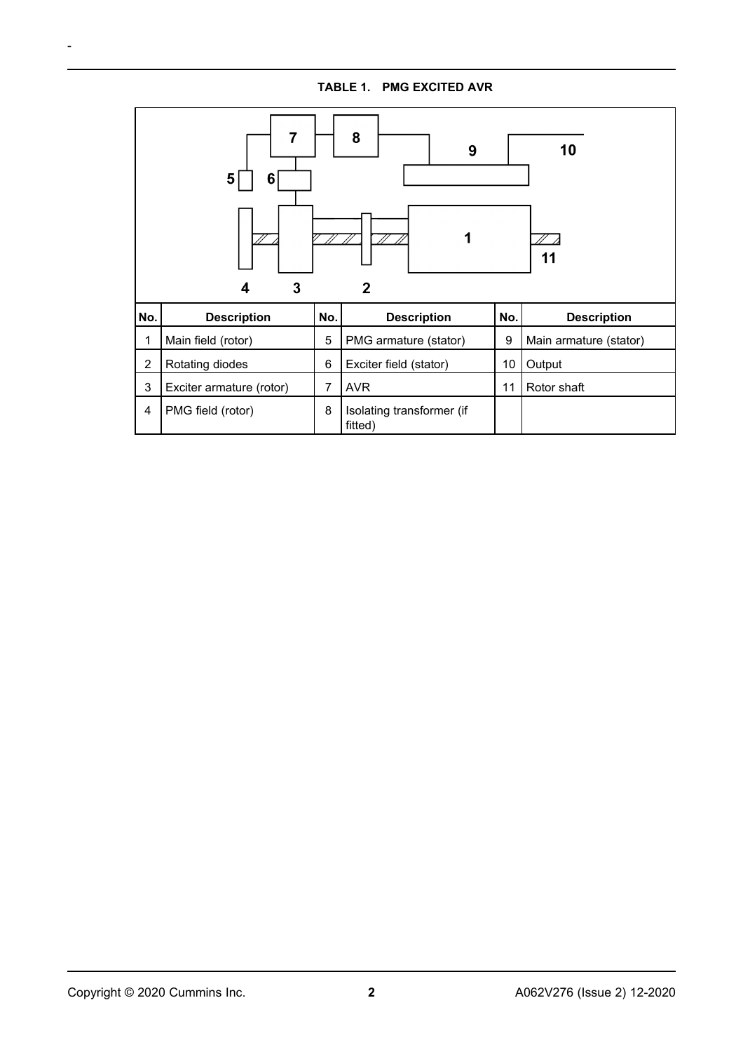**TABLE 1. PMG EXCITED AVR**

| No. | Description | No. | Description | No. | Description |
| --- | --- | --- | --- | --- | --- |
| 1 | Main field (rotor) | 5 | PMG armature (stator) | 9 | Main armature (stator) |
| 2 | Rotating diodes | 6 | Exciter field (stator) | 10 | Output |
| 3 | Exciter armature (rotor) | 7 | AVR | 11 | Rotor shaft |
| 4 | PMG field (rotor) | 8 | Isolating transformer (if fitted) | | |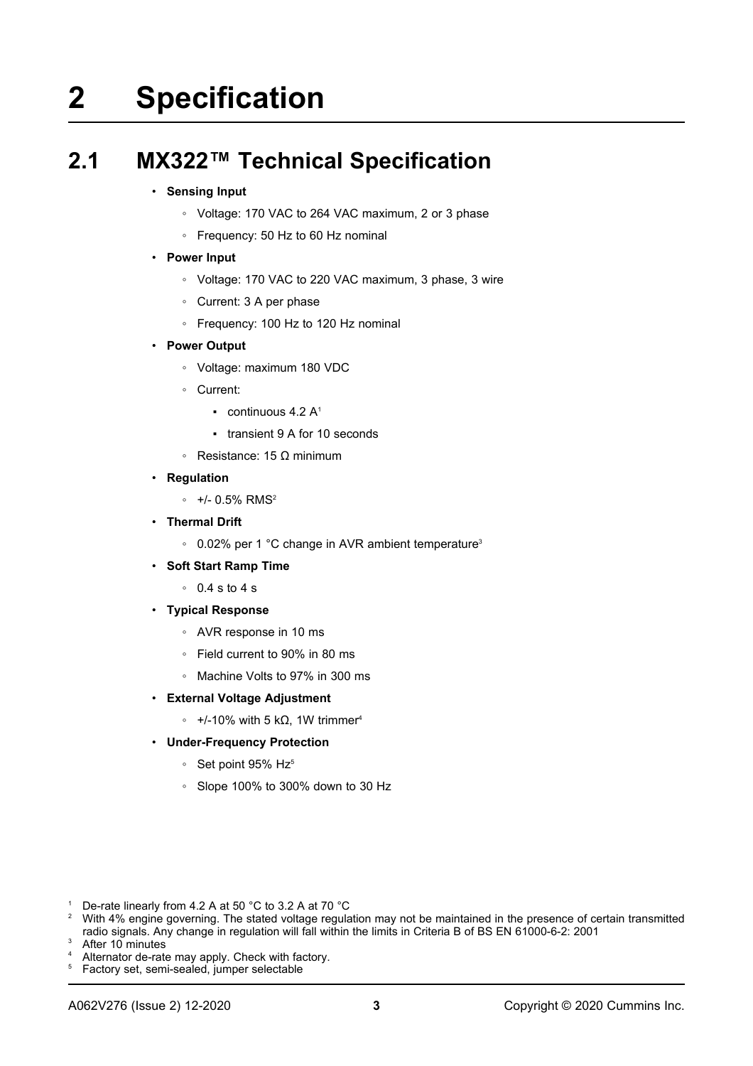# 2 Specification

## 2.1 MX322™ Technical Specification

- **Sensing Input**
  - Voltage: 170 VAC to 264 VAC maximum, 2 or 3 phase
  - Frequency: 50 Hz to 60 Hz nominal
- **Power Input**
  - Voltage: 170 VAC to 220 VAC maximum, 3 phase, 3 wire
  - Current: 3 A per phase
  - Frequency: 100 Hz to 120 Hz nominal
- **Power Output**
  - Voltage: maximum 180 VDC
  - Current:
    - continuous 4.2 A[1]
    - transient 9 A for 10 seconds
  - Resistance: 15 Ω minimum
- **Regulation**
  - +/- 0.5% RMS[2]
- **Thermal Drift**
  - 0.02% per 1 °C change in AVR ambient temperature[3]
- **Soft Start Ramp Time**
  - 0.4 s to 4 s
- **Typical Response**
  - AVR response in 10 ms
  - Field current to 90% in 80 ms
  - Machine Volts to 97% in 300 ms
- **External Voltage Adjustment**
  - +/-10% with 5 kΩ, 1W trimmer[4]
- **Under-Frequency Protection**
  - Set point 95% Hz[5]
  - Slope 100% to 300% down to 30 Hz

[1] De-rate linearly from 4.2 A at 50 °C to 3.2 A at 70 °C

[2] With 4% engine governing. The stated voltage regulation may not be maintained in the presence of certain transmitted radio signals. Any change in regulation will fall within the limits in Criteria B of BS EN 61000-6-2: 2001

[3] After 10 minutes

[4] Alternator de-rate may apply. Check with factory.

[5] Factory set, semi-sealed, jumper selectable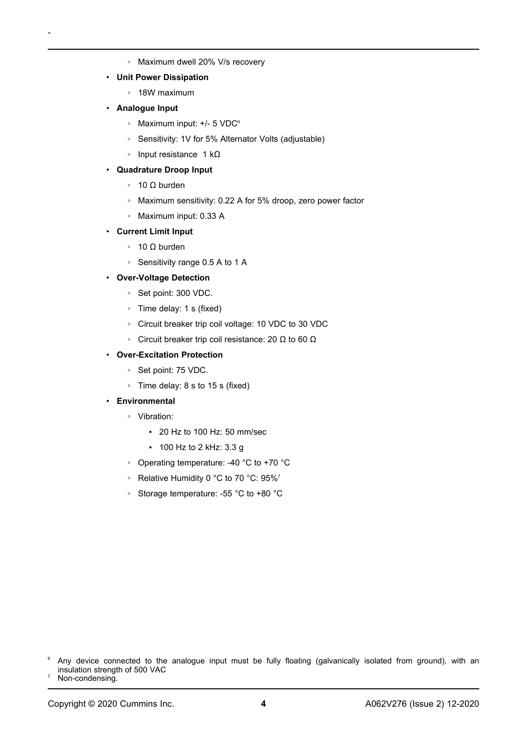- Maximum dwell 20% V/s recovery

- **Unit Power Dissipation**
  - 18W maximum
- **Analogue Input**
  - Maximum input: +/- 5 VDC[6]
  - Sensitivity: 1V for 5% Alternator Volts (adjustable)
  - Input resistance 1 kΩ
- **Quadrature Droop Input**
  - 10 Ω burden
  - Maximum sensitivity: 0.22 A for 5% droop, zero power factor
  - Maximum input: 0.33 A
- **Current Limit Input**
  - 10 Ω burden
  - Sensitivity range 0.5 A to 1 A
- **Over-Voltage Detection**
  - Set point: 300 VDC.
  - Time delay: 1 s (fixed)
  - Circuit breaker trip coil voltage: 10 VDC to 30 VDC
  - Circuit breaker trip coil resistance: 20 Ω to 60 Ω
- **Over-Excitation Protection**
  - Set point: 75 VDC.
  - Time delay: 8 s to 15 s (fixed)
- **Environmental**
  - Vibration:
    - 20 Hz to 100 Hz: 50 mm/sec
    - 100 Hz to 2 kHz: 3.3 g
  - Operating temperature: -40 °C to +70 °C
  - Relative Humidity 0 °C to 70 °C: 95%[7]
  - Storage temperature: -55 °C to +80 °C

[6] Any device connected to the analogue input must be fully floating (galvanically isolated from ground), with an insulation strength of 500 VAC

[7] Non-condensing.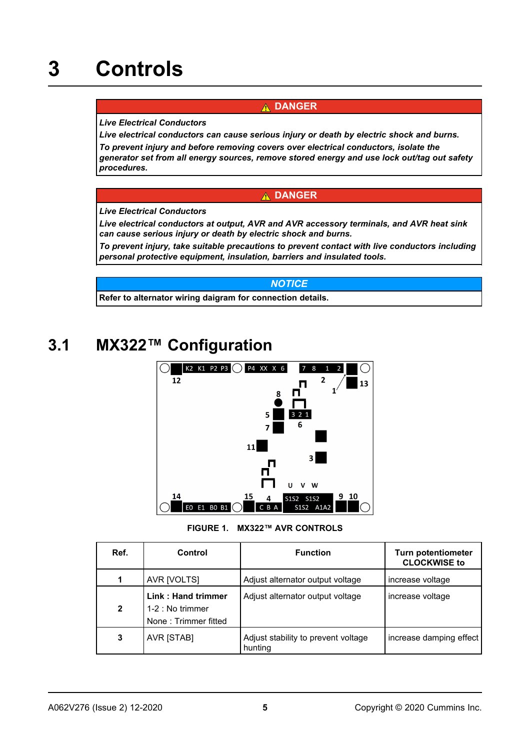# 3 Controls

**⚠ DANGER**

***Live Electrical Conductors***

***Live electrical conductors can cause serious injury or death by electric shock and burns.***

***To prevent injury and before removing covers over electrical conductors, isolate the generator set from all energy sources, remove stored energy and use lock out/tag out safety procedures.***

**⚠ DANGER**

***Live Electrical Conductors***

***Live electrical conductors at output, AVR and AVR accessory terminals, and AVR heat sink can cause serious injury or death by electric shock and burns.***

***To prevent injury, take suitable precautions to prevent contact with live conductors including personal protective equipment, insulation, barriers and insulated tools.***

***NOTICE***

**Refer to alternator wiring daigram for connection details.**

## 3.1 MX322™ Configuration

**FIGURE 1. MX322™ AVR CONTROLS**

| Ref. | Control | Function | Turn potentiometer CLOCKWISE to |
|---|---|---|---|
| 1 | AVR [VOLTS] | Adjust alternator output voltage | increase voltage |
| 2 | **Link : Hand trimmer**<br>1-2 : No trimmer<br>None : Trimmer fitted | Adjust alternator output voltage | increase voltage |
| 3 | AVR [STAB] | Adjust stability to prevent voltage hunting | increase damping effect |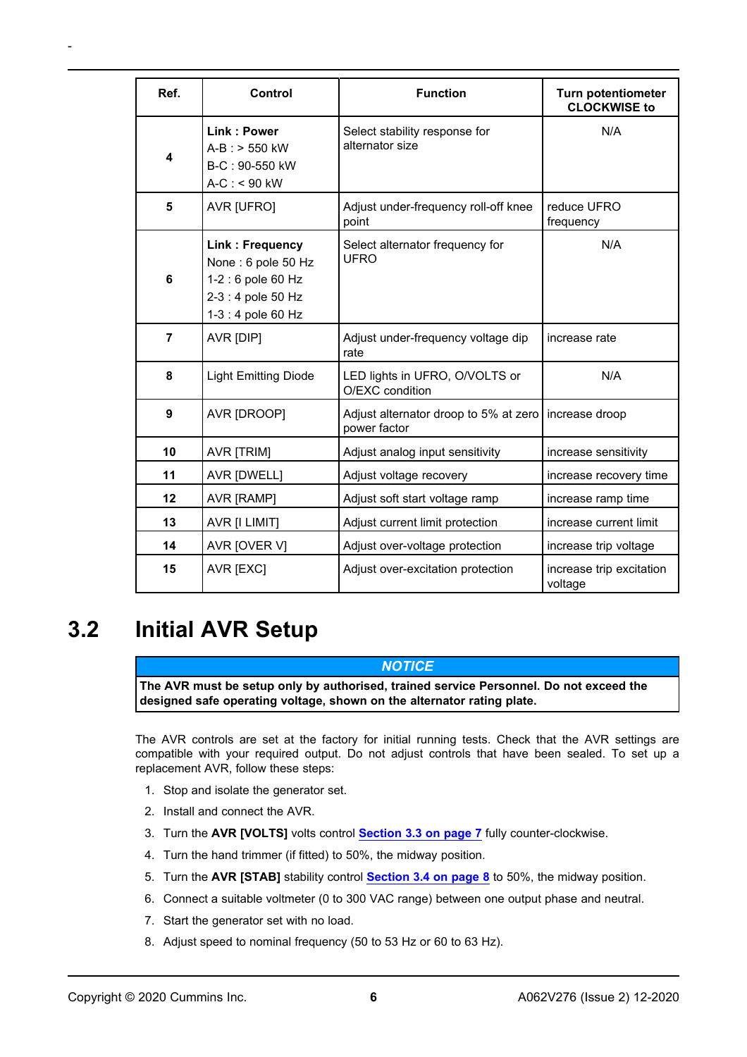| Ref. | Control | Function | Turn potentiometer CLOCKWISE to |
|---|---|---|---|
| 4 | **Link : Power**<br>A-B : > 550 kW<br>B-C : 90-550 kW<br>A-C : < 90 kW | Select stability response for alternator size | N/A |
| 5 | AVR [UFRO] | Adjust under-frequency roll-off knee point | reduce UFRO frequency |
| 6 | **Link : Frequency**<br>None : 6 pole 50 Hz<br>1-2 : 6 pole 60 Hz<br>2-3 : 4 pole 50 Hz<br>1-3 : 4 pole 60 Hz | Select alternator frequency for UFRO | N/A |
| 7 | AVR [DIP] | Adjust under-frequency voltage dip rate | increase rate |
| 8 | Light Emitting Diode | LED lights in UFRO, O/VOLTS or O/EXC condition | N/A |
| 9 | AVR [DROOP] | Adjust alternator droop to 5% at zero power factor | increase droop |
| 10 | AVR [TRIM] | Adjust analog input sensitivity | increase sensitivity |
| 11 | AVR [DWELL] | Adjust voltage recovery | increase recovery time |
| 12 | AVR [RAMP] | Adjust soft start voltage ramp | increase ramp time |
| 13 | AVR [I LIMIT] | Adjust current limit protection | increase current limit |
| 14 | AVR [OVER V] | Adjust over-voltage protection | increase trip voltage |
| 15 | AVR [EXC] | Adjust over-excitation protection | increase trip excitation voltage |

## 3.2 Initial AVR Setup

| *NOTICE* |
|---|
| **The AVR must be setup only by authorised, trained service Personnel. Do not exceed the designed safe operating voltage, shown on the alternator rating plate.** |

The AVR controls are set at the factory for initial running tests. Check that the AVR settings are compatible with your required output. Do not adjust controls that have been sealed. To set up a replacement AVR, follow these steps:

1. Stop and isolate the generator set.
2. Install and connect the AVR.
3. Turn the **AVR [VOLTS]** volts control **Section 3.3 on page 7** fully counter-clockwise.
4. Turn the hand trimmer (if fitted) to 50%, the midway position.
5. Turn the **AVR [STAB]** stability control **Section 3.4 on page 8** to 50%, the midway position.
6. Connect a suitable voltmeter (0 to 300 VAC range) between one output phase and neutral.
7. Start the generator set with no load.
8. Adjust speed to nominal frequency (50 to 53 Hz or 60 to 63 Hz).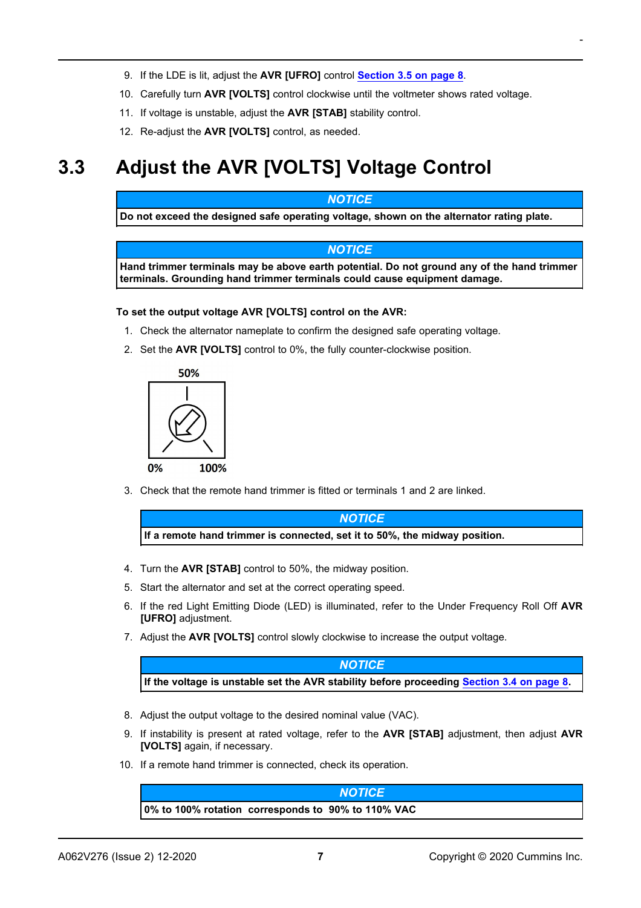9. If the LDE is lit, adjust the **AVR [UFRO]** control Section 3.5 on page 8.
10. Carefully turn **AVR [VOLTS]** control clockwise until the voltmeter shows rated voltage.
11. If voltage is unstable, adjust the **AVR [STAB]** stability control.
12. Re-adjust the **AVR [VOLTS]** control, as needed.

## 3.3 Adjust the AVR [VOLTS] Voltage Control

| ***NOTICE*** |
| --- |
| **Do not exceed the designed safe operating voltage, shown on the alternator rating plate.** |

| ***NOTICE*** |
| --- |
| **Hand trimmer terminals may be above earth potential. Do not ground any of the hand trimmer terminals. Grounding hand trimmer terminals could cause equipment damage.** |

**To set the output voltage AVR [VOLTS] control on the AVR:**

1. Check the alternator nameplate to confirm the designed safe operating voltage.
2. Set the **AVR [VOLTS]** control to 0%, the fully counter-clockwise position.

50%

0% 100%

3. Check that the remote hand trimmer is fitted or terminals 1 and 2 are linked.

| ***NOTICE*** |
| --- |
| **If a remote hand trimmer is connected, set it to 50%, the midway position.** |

4. Turn the **AVR [STAB]** control to 50%, the midway position.
5. Start the alternator and set at the correct operating speed.
6. If the red Light Emitting Diode (LED) is illuminated, refer to the Under Frequency Roll Off **AVR [UFRO]** adjustment.
7. Adjust the **AVR [VOLTS]** control slowly clockwise to increase the output voltage.

| ***NOTICE*** |
| --- |
| **If the voltage is unstable set the AVR stability before proceeding Section 3.4 on page 8.** |

8. Adjust the output voltage to the desired nominal value (VAC).
9. If instability is present at rated voltage, refer to the **AVR [STAB]** adjustment, then adjust **AVR [VOLTS]** again, if necessary.
10. If a remote hand trimmer is connected, check its operation.

| ***NOTICE*** |
| --- |
| **0% to 100% rotation corresponds to 90% to 110% VAC** |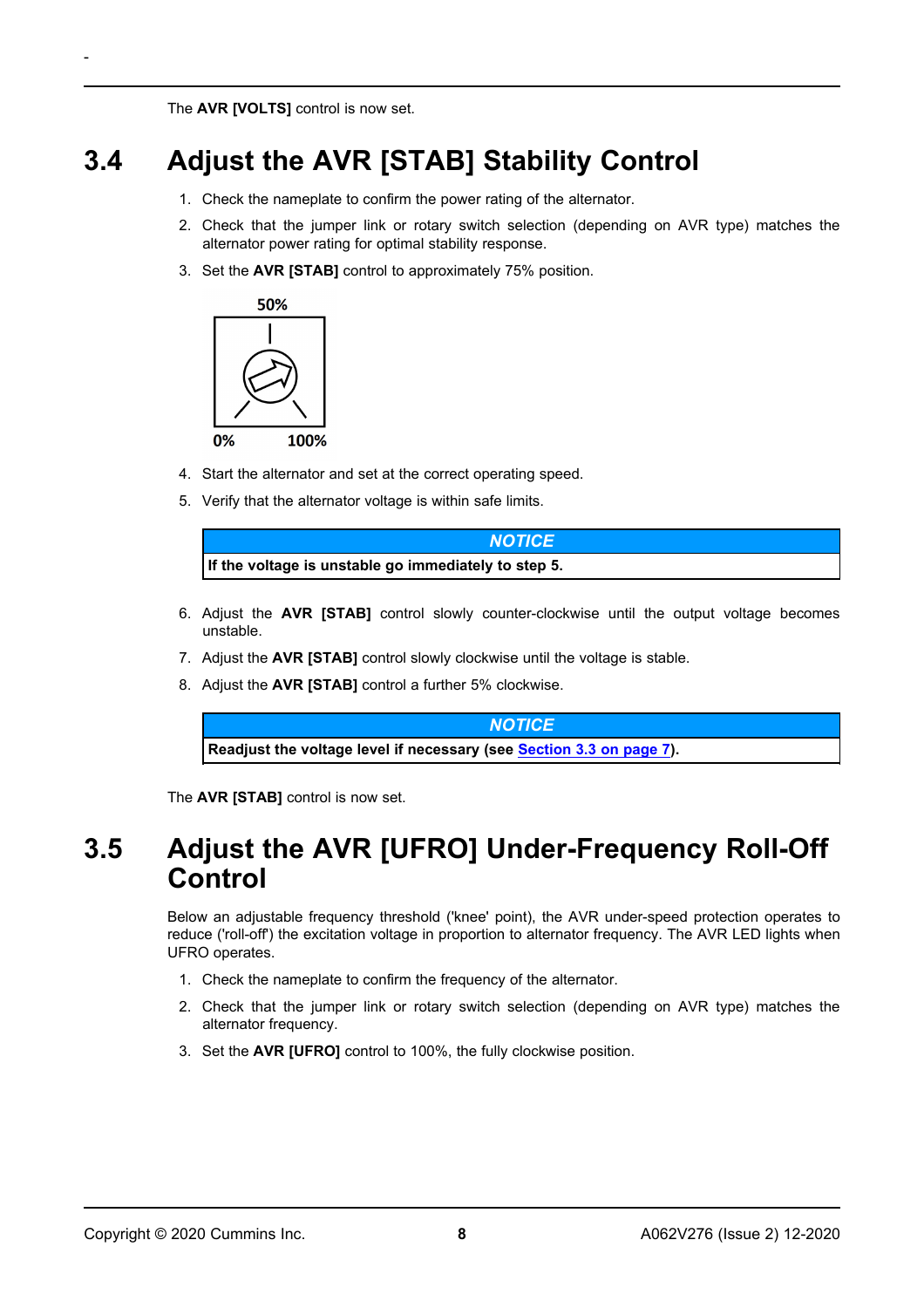The **AVR [VOLTS]** control is now set.

## 3.4 Adjust the AVR [STAB] Stability Control

1. Check the nameplate to confirm the power rating of the alternator.
2. Check that the jumper link or rotary switch selection (depending on AVR type) matches the alternator power rating for optimal stability response.
3. Set the **AVR [STAB]** control to approximately 75% position.

50%

0% 100%

4. Start the alternator and set at the correct operating speed.
5. Verify that the alternator voltage is within safe limits.

| NOTICE |
| --- |
| **If the voltage is unstable go immediately to step 5.** |

6. Adjust the **AVR [STAB]** control slowly counter-clockwise until the output voltage becomes unstable.
7. Adjust the **AVR [STAB]** control slowly clockwise until the voltage is stable.
8. Adjust the **AVR [STAB]** control a further 5% clockwise.

| NOTICE |
| --- |
| **Readjust the voltage level if necessary (see Section 3.3 on page 7).** |

The **AVR [STAB]** control is now set.

## 3.5 Adjust the AVR [UFRO] Under-Frequency Roll-Off Control

Below an adjustable frequency threshold ('knee' point), the AVR under-speed protection operates to reduce ('roll-off') the excitation voltage in proportion to alternator frequency. The AVR LED lights when UFRO operates.

1. Check the nameplate to confirm the frequency of the alternator.
2. Check that the jumper link or rotary switch selection (depending on AVR type) matches the alternator frequency.
3. Set the **AVR [UFRO]** control to 100%, the fully clockwise position.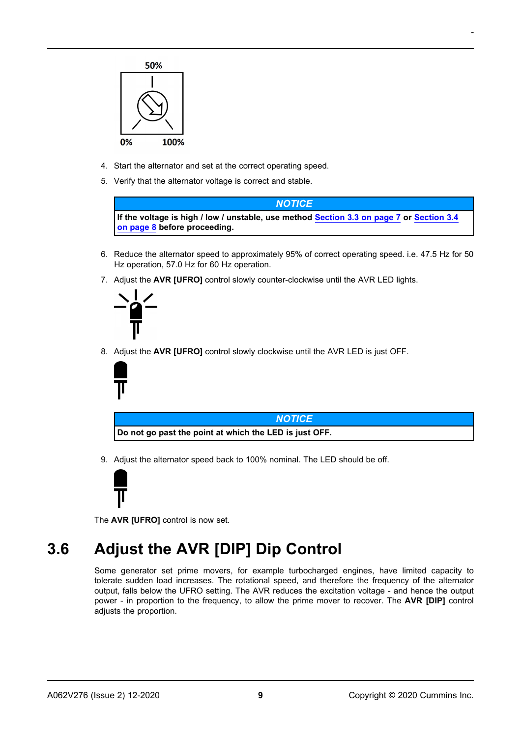50%

0% 100%

4. Start the alternator and set at the correct operating speed.
5. Verify that the alternator voltage is correct and stable.

| NOTICE |
| --- |
| **If the voltage is high / low / unstable, use method Section 3.3 on page 7 or Section 3.4 on page 8 before proceeding.** |

6. Reduce the alternator speed to approximately 95% of correct operating speed. i.e. 47.5 Hz for 50 Hz operation, 57.0 Hz for 60 Hz operation.
7. Adjust the **AVR [UFRO]** control slowly counter-clockwise until the AVR LED lights.
8. Adjust the **AVR [UFRO]** control slowly clockwise until the AVR LED is just OFF.

| NOTICE |
| --- |
| **Do not go past the point at which the LED is just OFF.** |

9. Adjust the alternator speed back to 100% nominal. The LED should be off.

The **AVR [UFRO]** control is now set.

## 3.6 Adjust the AVR [DIP] Dip Control

Some generator set prime movers, for example turbocharged engines, have limited capacity to tolerate sudden load increases. The rotational speed, and therefore the frequency of the alternator output, falls below the UFRO setting. The AVR reduces the excitation voltage - and hence the output power - in proportion to the frequency, to allow the prime mover to recover. The **AVR [DIP]** control adjusts the proportion.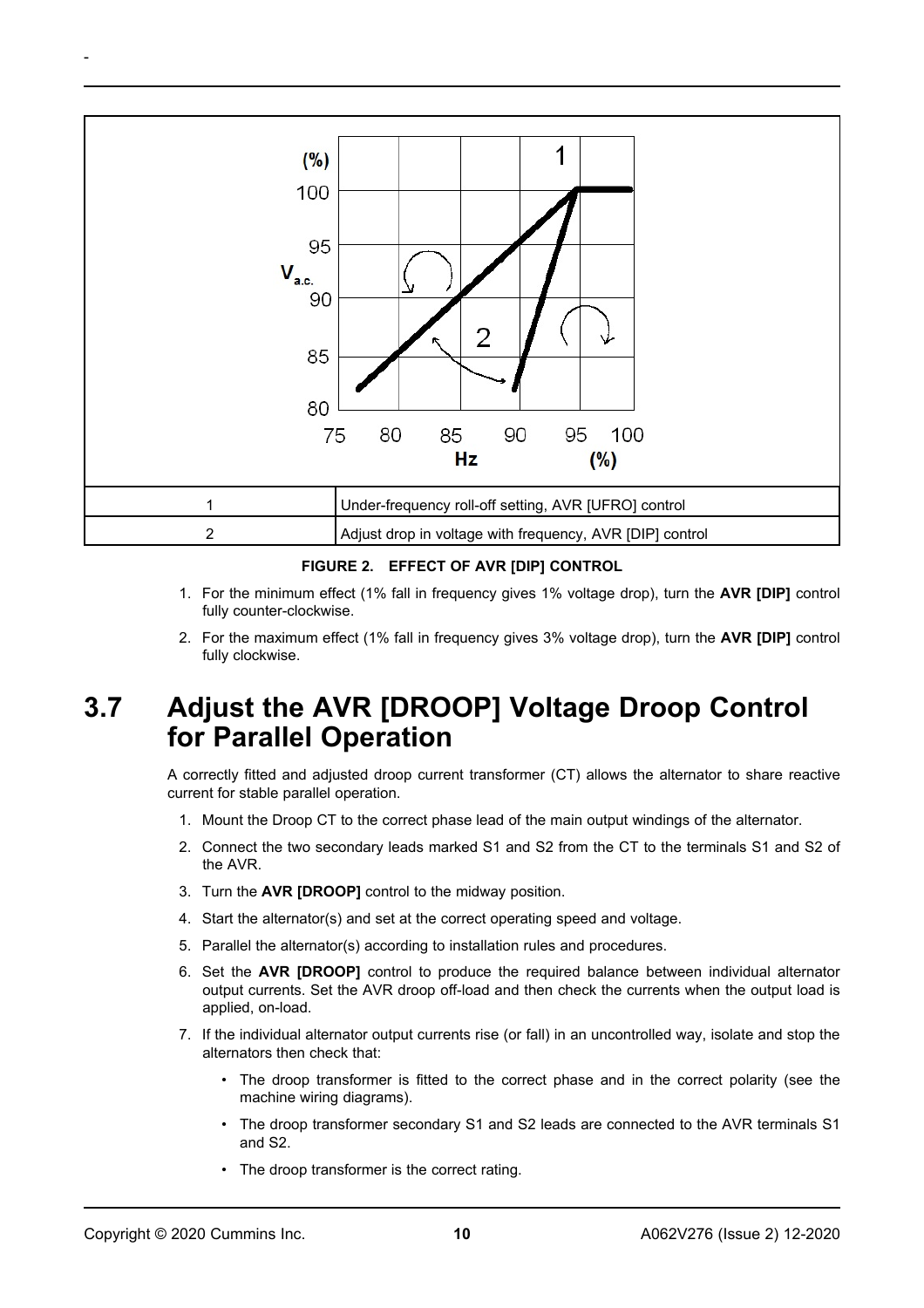| 1 | Under-frequency roll-off setting, AVR [UFRO] control |
|---|---|
| 2 | Adjust drop in voltage with frequency, AVR [DIP] control |

**FIGURE 2. EFFECT OF AVR [DIP] CONTROL**

1. For the minimum effect (1% fall in frequency gives 1% voltage drop), turn the **AVR [DIP]** control fully counter-clockwise.
2. For the maximum effect (1% fall in frequency gives 3% voltage drop), turn the **AVR [DIP]** control fully clockwise.

## 3.7 Adjust the AVR [DROOP] Voltage Droop Control for Parallel Operation

A correctly fitted and adjusted droop current transformer (CT) allows the alternator to share reactive current for stable parallel operation.

1. Mount the Droop CT to the correct phase lead of the main output windings of the alternator.
2. Connect the two secondary leads marked S1 and S2 from the CT to the terminals S1 and S2 of the AVR.
3. Turn the **AVR [DROOP]** control to the midway position.
4. Start the alternator(s) and set at the correct operating speed and voltage.
5. Parallel the alternator(s) according to installation rules and procedures.
6. Set the **AVR [DROOP]** control to produce the required balance between individual alternator output currents. Set the AVR droop off-load and then check the currents when the output load is applied, on-load.
7. If the individual alternator output currents rise (or fall) in an uncontrolled way, isolate and stop the alternators then check that:
   - The droop transformer is fitted to the correct phase and in the correct polarity (see the machine wiring diagrams).
   - The droop transformer secondary S1 and S2 leads are connected to the AVR terminals S1 and S2.
   - The droop transformer is the correct rating.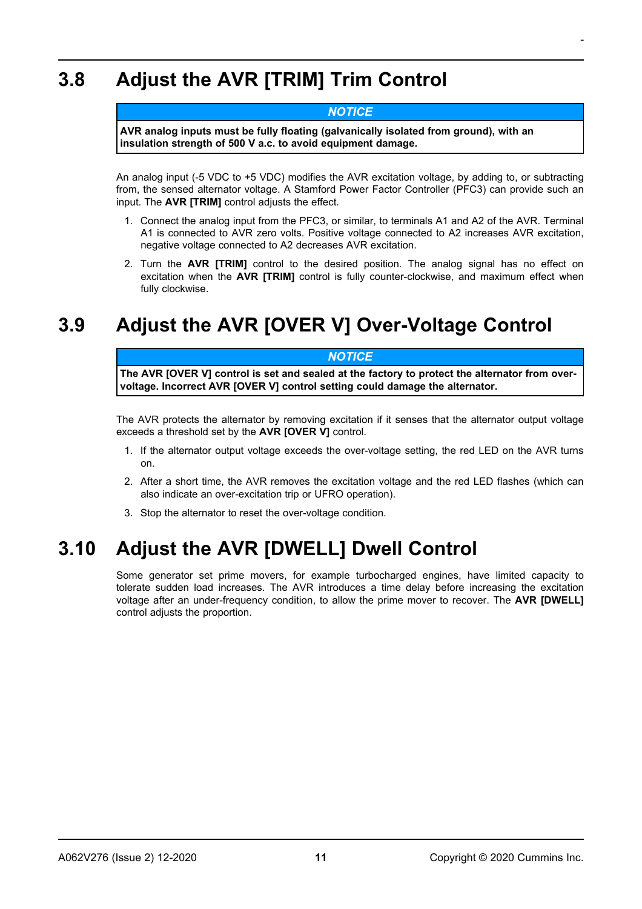## 3.8 Adjust the AVR [TRIM] Trim Control

> ***NOTICE***
>
> **AVR analog inputs must be fully floating (galvanically isolated from ground), with an insulation strength of 500 V a.c. to avoid equipment damage.**

An analog input (-5 VDC to +5 VDC) modifies the AVR excitation voltage, by adding to, or subtracting from, the sensed alternator voltage. A Stamford Power Factor Controller (PFC3) can provide such an input. The **AVR [TRIM]** control adjusts the effect.

1. Connect the analog input from the PFC3, or similar, to terminals A1 and A2 of the AVR. Terminal A1 is connected to AVR zero volts. Positive voltage connected to A2 increases AVR excitation, negative voltage connected to A2 decreases AVR excitation.
2. Turn the **AVR [TRIM]** control to the desired position. The analog signal has no effect on excitation when the **AVR [TRIM]** control is fully counter-clockwise, and maximum effect when fully clockwise.

## 3.9 Adjust the AVR [OVER V] Over-Voltage Control

> ***NOTICE***
>
> **The AVR [OVER V] control is set and sealed at the factory to protect the alternator from over-voltage. Incorrect AVR [OVER V] control setting could damage the alternator.**

The AVR protects the alternator by removing excitation if it senses that the alternator output voltage exceeds a threshold set by the **AVR [OVER V]** control.

1. If the alternator output voltage exceeds the over-voltage setting, the red LED on the AVR turns on.
2. After a short time, the AVR removes the excitation voltage and the red LED flashes (which can also indicate an over-excitation trip or UFRO operation).
3. Stop the alternator to reset the over-voltage condition.

## 3.10 Adjust the AVR [DWELL] Dwell Control

Some generator set prime movers, for example turbocharged engines, have limited capacity to tolerate sudden load increases. The AVR introduces a time delay before increasing the excitation voltage after an under-frequency condition, to allow the prime mover to recover. The **AVR [DWELL]** control adjusts the proportion.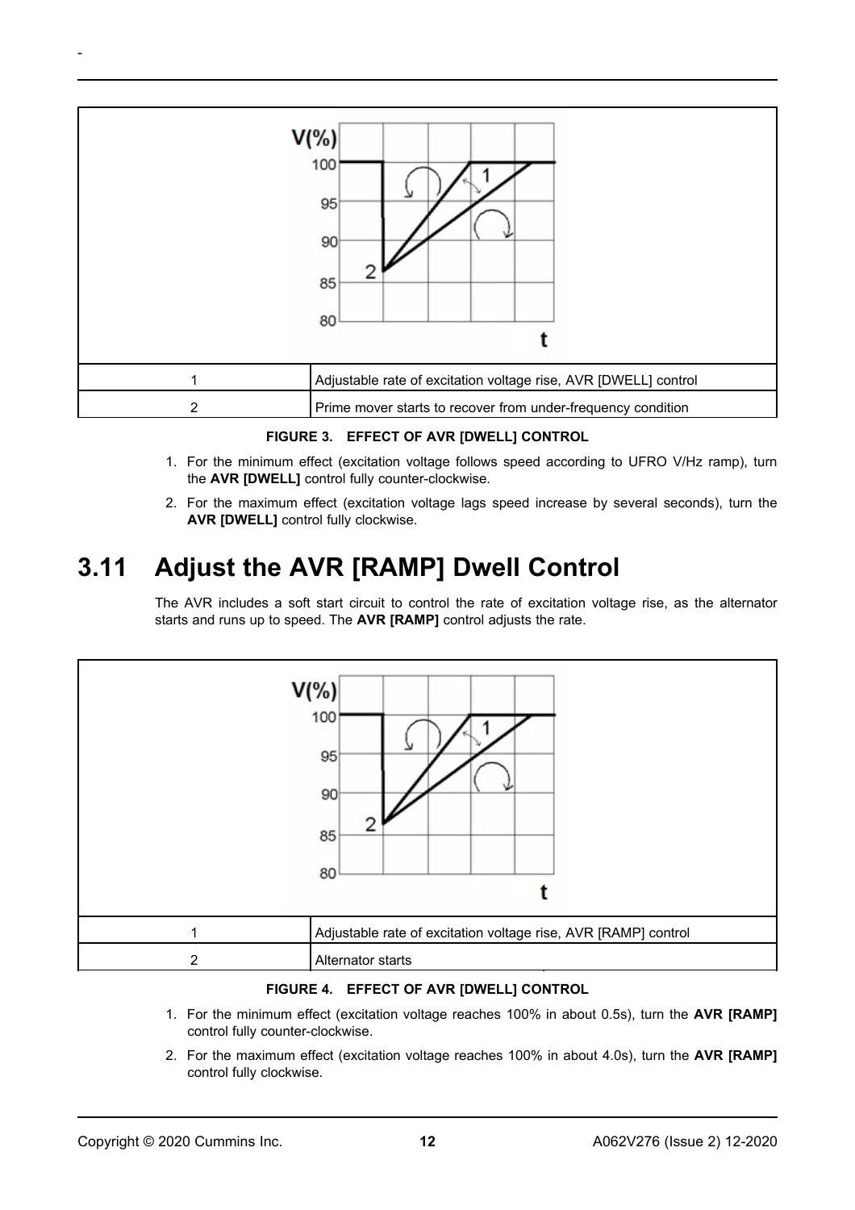| | |
|---|---|
| 1 | Adjustable rate of excitation voltage rise, AVR [DWELL] control |
| 2 | Prime mover starts to recover from under-frequency condition |

**FIGURE 3. EFFECT OF AVR [DWELL] CONTROL**

1. For the minimum effect (excitation voltage follows speed according to UFRO V/Hz ramp), turn the **AVR [DWELL]** control fully counter-clockwise.
2. For the maximum effect (excitation voltage lags speed increase by several seconds), turn the **AVR [DWELL]** control fully clockwise.

## 3.11 Adjust the AVR [RAMP] Dwell Control

The AVR includes a soft start circuit to control the rate of excitation voltage rise, as the alternator starts and runs up to speed. The **AVR [RAMP]** control adjusts the rate.

| | |
|---|---|
| 1 | Adjustable rate of excitation voltage rise, AVR [RAMP] control |
| 2 | Alternator starts |

**FIGURE 4. EFFECT OF AVR [DWELL] CONTROL**

1. For the minimum effect (excitation voltage reaches 100% in about 0.5s), turn the **AVR [RAMP]** control fully counter-clockwise.
2. For the maximum effect (excitation voltage reaches 100% in about 4.0s), turn the **AVR [RAMP]** control fully clockwise.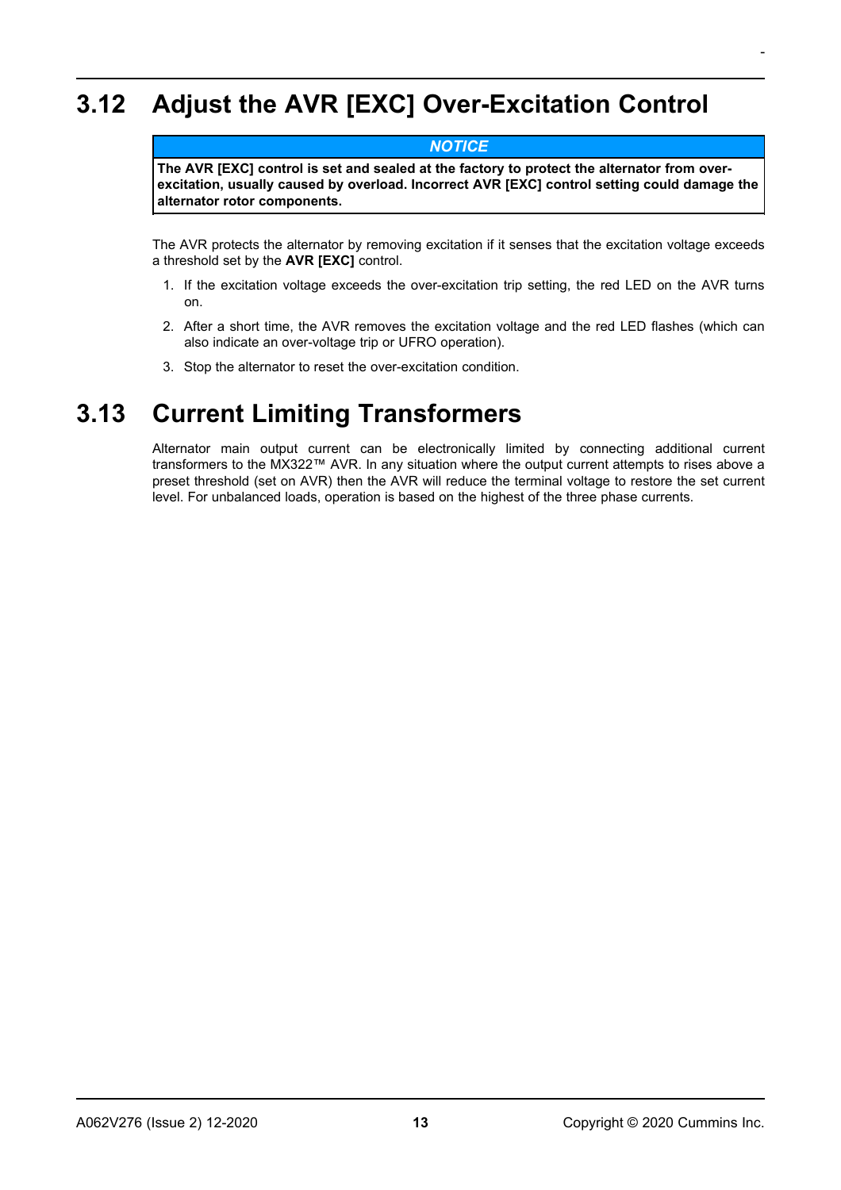## 3.12 Adjust the AVR [EXC] Over-Excitation Control

> ***NOTICE***
>
> **The AVR [EXC] control is set and sealed at the factory to protect the alternator from over-excitation, usually caused by overload. Incorrect AVR [EXC] control setting could damage the alternator rotor components.**

The AVR protects the alternator by removing excitation if it senses that the excitation voltage exceeds a threshold set by the **AVR [EXC]** control.

1. If the excitation voltage exceeds the over-excitation trip setting, the red LED on the AVR turns on.
2. After a short time, the AVR removes the excitation voltage and the red LED flashes (which can also indicate an over-voltage trip or UFRO operation).
3. Stop the alternator to reset the over-excitation condition.

## 3.13 Current Limiting Transformers

Alternator main output current can be electronically limited by connecting additional current transformers to the MX322™ AVR. In any situation where the output current attempts to rises above a preset threshold (set on AVR) then the AVR will reduce the terminal voltage to restore the set current level. For unbalanced loads, operation is based on the highest of the three phase currents.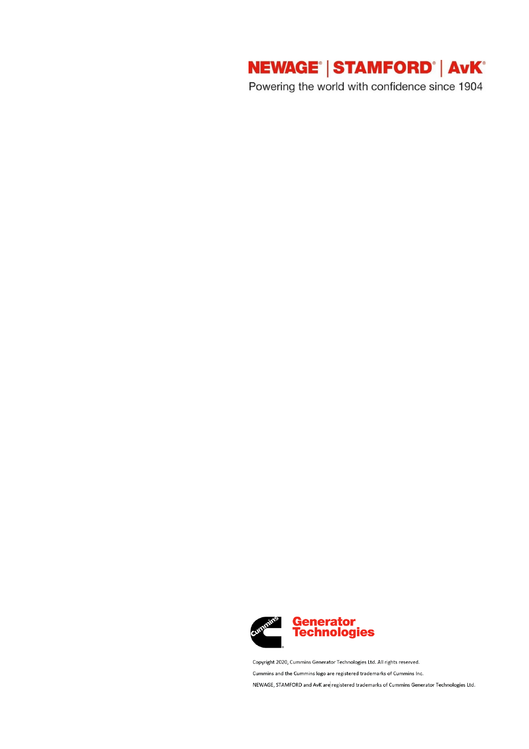NEWAGE® | STAMFORD® | AvK®

Powering the world with confidence since 1904

Generator Technologies

Copyright 2020, Cummins Generator Technologies Ltd. All rights reserved.

Cummins and the Cummins logo are registered trademarks of Cummins Inc.

NEWAGE, STAMFORD and AvK are registered trademarks of Cummins Generator Technologies Ltd.